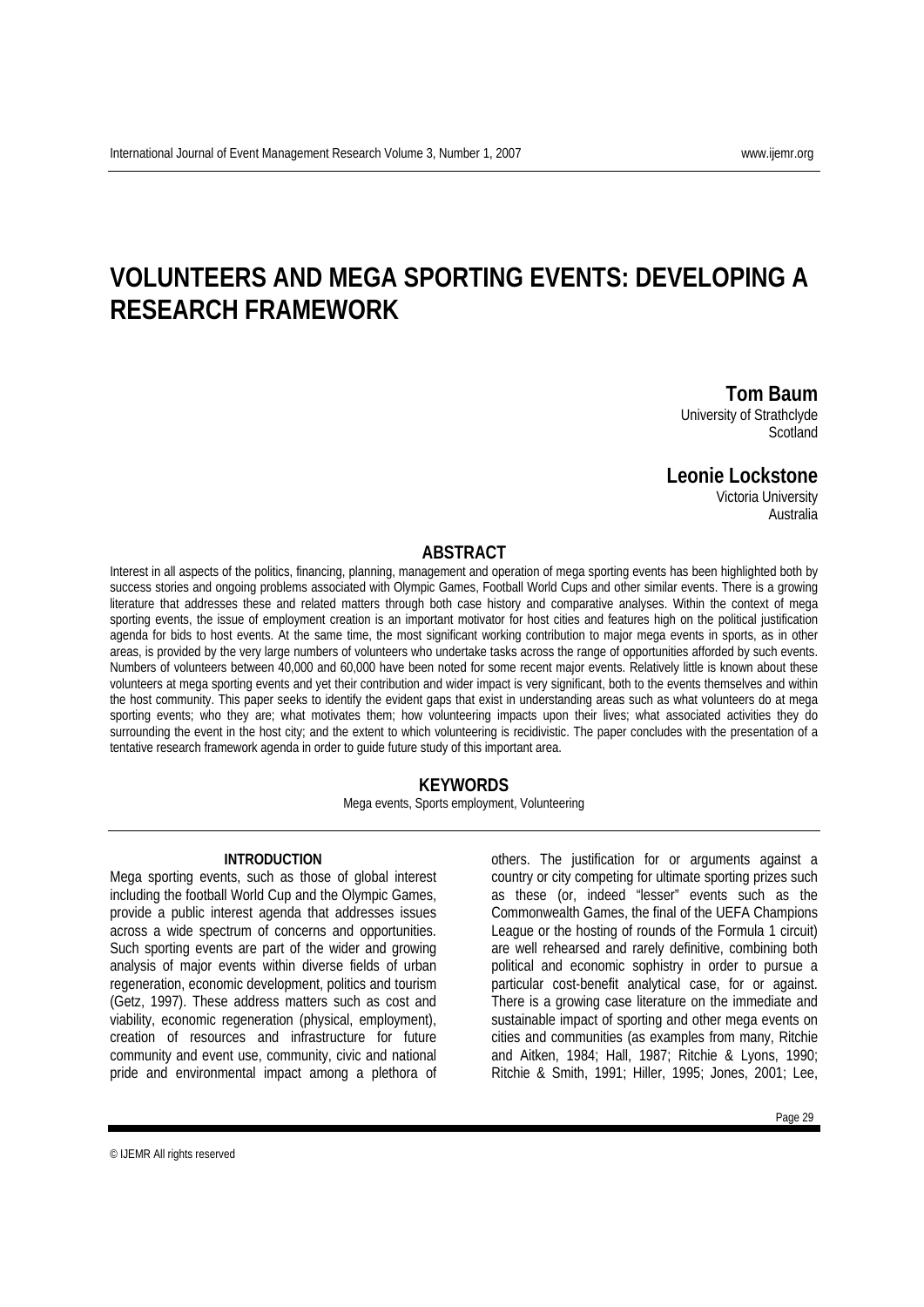# VOLUNTEERS AND MEGA SPORTING EVENTS: DEVELOPING A RESEARCH FRAMEWORK

**Tom Baum**
University of Strathclyde
Scotland

**Leonie Lockstone**
Victoria University
Australia

## ABSTRACT

Interest in all aspects of the politics, financing, planning, management and operation of mega sporting events has been highlighted both by success stories and ongoing problems associated with Olympic Games, Football World Cups and other similar events. There is a growing literature that addresses these and related matters through both case history and comparative analyses. Within the context of mega sporting events, the issue of employment creation is an important motivator for host cities and features high on the political justification agenda for bids to host events. At the same time, the most significant working contribution to major mega events in sports, as in other areas, is provided by the very large numbers of volunteers who undertake tasks across the range of opportunities afforded by such events. Numbers of volunteers between 40,000 and 60,000 have been noted for some recent major events. Relatively little is known about these volunteers at mega sporting events and yet their contribution and wider impact is very significant, both to the events themselves and within the host community. This paper seeks to identify the evident gaps that exist in understanding areas such as what volunteers do at mega sporting events; who they are; what motivates them; how volunteering impacts upon their lives; what associated activities they do surrounding the event in the host city; and the extent to which volunteering is recidivistic. The paper concludes with the presentation of a tentative research framework agenda in order to guide future study of this important area.

## KEYWORDS

Mega events, Sports employment, Volunteering

## INTRODUCTION

Mega sporting events, such as those of global interest including the football World Cup and the Olympic Games, provide a public interest agenda that addresses issues across a wide spectrum of concerns and opportunities. Such sporting events are part of the wider and growing analysis of major events within diverse fields of urban regeneration, economic development, politics and tourism (Getz, 1997). These address matters such as cost and viability, economic regeneration (physical, employment), creation of resources and infrastructure for future community and event use, community, civic and national pride and environmental impact among a plethora of others. The justification for or arguments against a country or city competing for ultimate sporting prizes such as these (or, indeed "lesser" events such as the Commonwealth Games, the final of the UEFA Champions League or the hosting of rounds of the Formula 1 circuit) are well rehearsed and rarely definitive, combining both political and economic sophistry in order to pursue a particular cost-benefit analytical case, for or against. There is a growing case literature on the immediate and sustainable impact of sporting and other mega events on cities and communities (as examples from many, Ritchie and Aitken, 1984; Hall, 1987; Ritchie & Lyons, 1990; Ritchie & Smith, 1991; Hiller, 1995; Jones, 2001; Lee,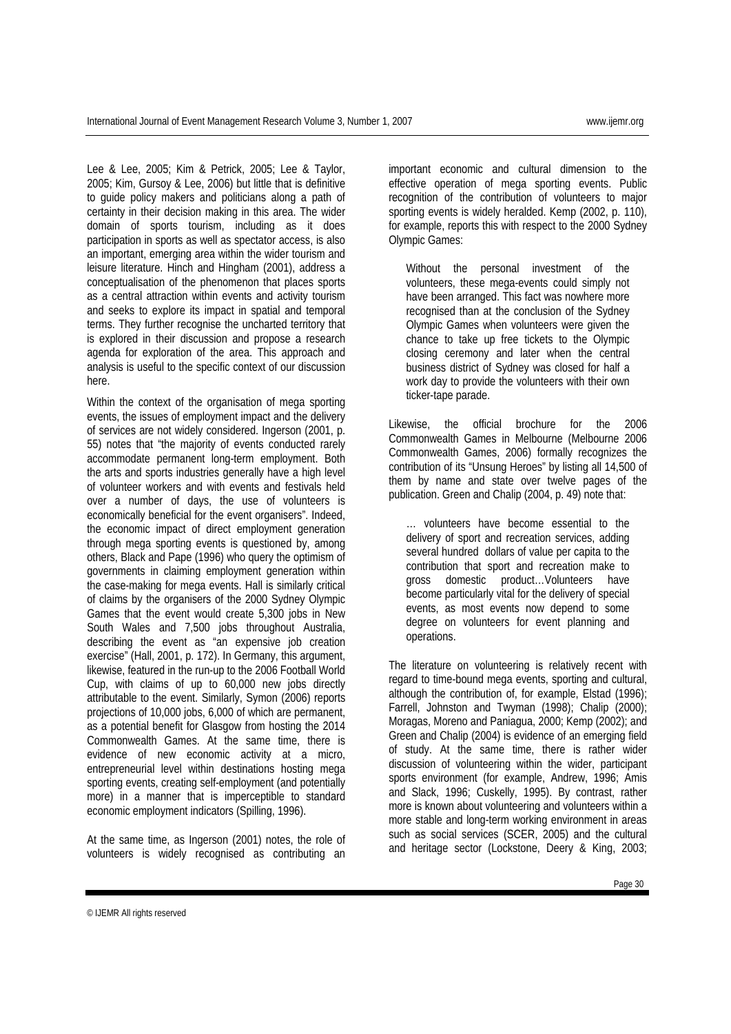Lee & Lee, 2005; Kim & Petrick, 2005; Lee & Taylor, 2005; Kim, Gursoy & Lee, 2006) but little that is definitive to guide policy makers and politicians along a path of certainty in their decision making in this area. The wider domain of sports tourism, including as it does participation in sports as well as spectator access, is also an important, emerging area within the wider tourism and leisure literature. Hinch and Hingham (2001), address a conceptualisation of the phenomenon that places sports as a central attraction within events and activity tourism and seeks to explore its impact in spatial and temporal terms. They further recognise the uncharted territory that is explored in their discussion and propose a research agenda for exploration of the area. This approach and analysis is useful to the specific context of our discussion here.

Within the context of the organisation of mega sporting events, the issues of employment impact and the delivery of services are not widely considered. Ingerson (2001, p. 55) notes that "the majority of events conducted rarely accommodate permanent long-term employment. Both the arts and sports industries generally have a high level of volunteer workers and with events and festivals held over a number of days, the use of volunteers is economically beneficial for the event organisers". Indeed, the economic impact of direct employment generation through mega sporting events is questioned by, among others, Black and Pape (1996) who query the optimism of governments in claiming employment generation within the case-making for mega events. Hall is similarly critical of claims by the organisers of the 2000 Sydney Olympic Games that the event would create 5,300 jobs in New South Wales and 7,500 jobs throughout Australia, describing the event as "an expensive job creation exercise" (Hall, 2001, p. 172). In Germany, this argument, likewise, featured in the run-up to the 2006 Football World Cup, with claims of up to 60,000 new jobs directly attributable to the event. Similarly, Symon (2006) reports projections of 10,000 jobs, 6,000 of which are permanent, as a potential benefit for Glasgow from hosting the 2014 Commonwealth Games. At the same time, there is evidence of new economic activity at a micro, entrepreneurial level within destinations hosting mega sporting events, creating self-employment (and potentially more) in a manner that is imperceptible to standard economic employment indicators (Spilling, 1996).

At the same time, as Ingerson (2001) notes, the role of volunteers is widely recognised as contributing an important economic and cultural dimension to the effective operation of mega sporting events. Public recognition of the contribution of volunteers to major sporting events is widely heralded. Kemp (2002, p. 110), for example, reports this with respect to the 2000 Sydney Olympic Games:

> Without the personal investment of the volunteers, these mega-events could simply not have been arranged. This fact was nowhere more recognised than at the conclusion of the Sydney Olympic Games when volunteers were given the chance to take up free tickets to the Olympic closing ceremony and later when the central business district of Sydney was closed for half a work day to provide the volunteers with their own ticker-tape parade.

Likewise, the official brochure for the 2006 Commonwealth Games in Melbourne (Melbourne 2006 Commonwealth Games, 2006) formally recognizes the contribution of its "Unsung Heroes" by listing all 14,500 of them by name and state over twelve pages of the publication. Green and Chalip (2004, p. 49) note that:

> … volunteers have become essential to the delivery of sport and recreation services, adding several hundred dollars of value per capita to the contribution that sport and recreation make to gross domestic product…Volunteers have become particularly vital for the delivery of special events, as most events now depend to some degree on volunteers for event planning and operations.

The literature on volunteering is relatively recent with regard to time-bound mega events, sporting and cultural, although the contribution of, for example, Elstad (1996); Farrell, Johnston and Twyman (1998); Chalip (2000); Moragas, Moreno and Paniagua, 2000; Kemp (2002); and Green and Chalip (2004) is evidence of an emerging field of study. At the same time, there is rather wider discussion of volunteering within the wider, participant sports environment (for example, Andrew, 1996; Amis and Slack, 1996; Cuskelly, 1995). By contrast, rather more is known about volunteering and volunteers within a more stable and long-term working environment in areas such as social services (SCER, 2005) and the cultural and heritage sector (Lockstone, Deery & King, 2003;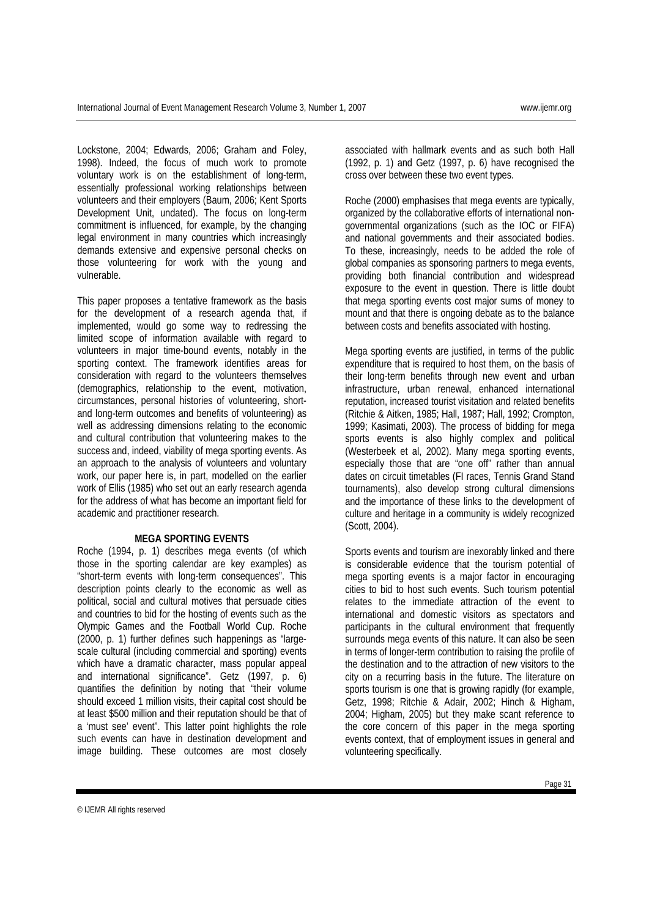Lockstone, 2004; Edwards, 2006; Graham and Foley, 1998). Indeed, the focus of much work to promote voluntary work is on the establishment of long-term, essentially professional working relationships between volunteers and their employers (Baum, 2006; Kent Sports Development Unit, undated). The focus on long-term commitment is influenced, for example, by the changing legal environment in many countries which increasingly demands extensive and expensive personal checks on those volunteering for work with the young and vulnerable.

This paper proposes a tentative framework as the basis for the development of a research agenda that, if implemented, would go some way to redressing the limited scope of information available with regard to volunteers in major time-bound events, notably in the sporting context. The framework identifies areas for consideration with regard to the volunteers themselves (demographics, relationship to the event, motivation, circumstances, personal histories of volunteering, short- and long-term outcomes and benefits of volunteering) as well as addressing dimensions relating to the economic and cultural contribution that volunteering makes to the success and, indeed, viability of mega sporting events. As an approach to the analysis of volunteers and voluntary work, our paper here is, in part, modelled on the earlier work of Ellis (1985) who set out an early research agenda for the address of what has become an important field for academic and practitioner research.

## MEGA SPORTING EVENTS

Roche (1994, p. 1) describes mega events (of which those in the sporting calendar are key examples) as "short-term events with long-term consequences". This description points clearly to the economic as well as political, social and cultural motives that persuade cities and countries to bid for the hosting of events such as the Olympic Games and the Football World Cup. Roche (2000, p. 1) further defines such happenings as "large-scale cultural (including commercial and sporting) events which have a dramatic character, mass popular appeal and international significance". Getz (1997, p. 6) quantifies the definition by noting that "their volume should exceed 1 million visits, their capital cost should be at least $500 million and their reputation should be that of a 'must see' event". This latter point highlights the role such events can have in destination development and image building. These outcomes are most closely associated with hallmark events and as such both Hall (1992, p. 1) and Getz (1997, p. 6) have recognised the cross over between these two event types.

Roche (2000) emphasises that mega events are typically, organized by the collaborative efforts of international non-governmental organizations (such as the IOC or FIFA) and national governments and their associated bodies. To these, increasingly, needs to be added the role of global companies as sponsoring partners to mega events, providing both financial contribution and widespread exposure to the event in question. There is little doubt that mega sporting events cost major sums of money to mount and that there is ongoing debate as to the balance between costs and benefits associated with hosting.

Mega sporting events are justified, in terms of the public expenditure that is required to host them, on the basis of their long-term benefits through new event and urban infrastructure, urban renewal, enhanced international reputation, increased tourist visitation and related benefits (Ritchie & Aitken, 1985; Hall, 1987; Hall, 1992; Crompton, 1999; Kasimati, 2003). The process of bidding for mega sports events is also highly complex and political (Westerbeek et al, 2002). Many mega sporting events, especially those that are "one off" rather than annual dates on circuit timetables (FI races, Tennis Grand Stand tournaments), also develop strong cultural dimensions and the importance of these links to the development of culture and heritage in a community is widely recognized (Scott, 2004).

Sports events and tourism are inexorably linked and there is considerable evidence that the tourism potential of mega sporting events is a major factor in encouraging cities to bid to host such events. Such tourism potential relates to the immediate attraction of the event to international and domestic visitors as spectators and participants in the cultural environment that frequently surrounds mega events of this nature. It can also be seen in terms of longer-term contribution to raising the profile of the destination and to the attraction of new visitors to the city on a recurring basis in the future. The literature on sports tourism is one that is growing rapidly (for example, Getz, 1998; Ritchie & Adair, 2002; Hinch & Higham, 2004; Higham, 2005) but they make scant reference to the core concern of this paper in the mega sporting events context, that of employment issues in general and volunteering specifically.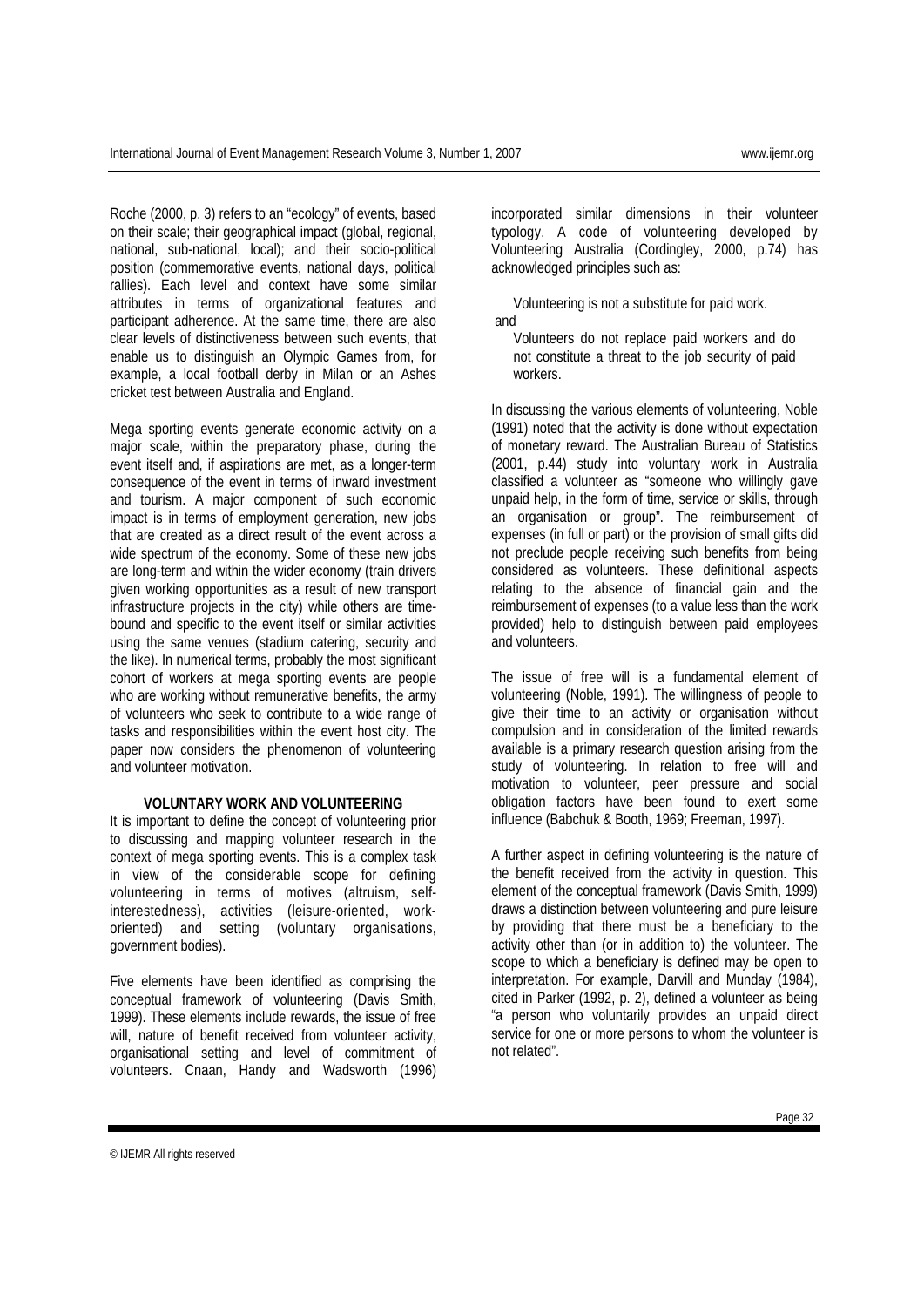Roche (2000, p. 3) refers to an "ecology" of events, based on their scale; their geographical impact (global, regional, national, sub-national, local); and their socio-political position (commemorative events, national days, political rallies). Each level and context have some similar attributes in terms of organizational features and participant adherence. At the same time, there are also clear levels of distinctiveness between such events, that enable us to distinguish an Olympic Games from, for example, a local football derby in Milan or an Ashes cricket test between Australia and England.

Mega sporting events generate economic activity on a major scale, within the preparatory phase, during the event itself and, if aspirations are met, as a longer-term consequence of the event in terms of inward investment and tourism. A major component of such economic impact is in terms of employment generation, new jobs that are created as a direct result of the event across a wide spectrum of the economy. Some of these new jobs are long-term and within the wider economy (train drivers given working opportunities as a result of new transport infrastructure projects in the city) while others are time-bound and specific to the event itself or similar activities using the same venues (stadium catering, security and the like). In numerical terms, probably the most significant cohort of workers at mega sporting events are people who are working without remunerative benefits, the army of volunteers who seek to contribute to a wide range of tasks and responsibilities within the event host city. The paper now considers the phenomenon of volunteering and volunteer motivation.

## VOLUNTARY WORK AND VOLUNTEERING

It is important to define the concept of volunteering prior to discussing and mapping volunteer research in the context of mega sporting events. This is a complex task in view of the considerable scope for defining volunteering in terms of motives (altruism, self-interestedness), activities (leisure-oriented, work-oriented) and setting (voluntary organisations, government bodies).

Five elements have been identified as comprising the conceptual framework of volunteering (Davis Smith, 1999). These elements include rewards, the issue of free will, nature of benefit received from volunteer activity, organisational setting and level of commitment of volunteers. Cnaan, Handy and Wadsworth (1996) incorporated similar dimensions in their volunteer typology. A code of volunteering developed by Volunteering Australia (Cordingley, 2000, p.74) has acknowledged principles such as:

> Volunteering is not a substitute for paid work.

and

> Volunteers do not replace paid workers and do not constitute a threat to the job security of paid workers.

In discussing the various elements of volunteering, Noble (1991) noted that the activity is done without expectation of monetary reward. The Australian Bureau of Statistics (2001, p.44) study into voluntary work in Australia classified a volunteer as "someone who willingly gave unpaid help, in the form of time, service or skills, through an organisation or group". The reimbursement of expenses (in full or part) or the provision of small gifts did not preclude people receiving such benefits from being considered as volunteers. These definitional aspects relating to the absence of financial gain and the reimbursement of expenses (to a value less than the work provided) help to distinguish between paid employees and volunteers.

The issue of free will is a fundamental element of volunteering (Noble, 1991). The willingness of people to give their time to an activity or organisation without compulsion and in consideration of the limited rewards available is a primary research question arising from the study of volunteering. In relation to free will and motivation to volunteer, peer pressure and social obligation factors have been found to exert some influence (Babchuk & Booth, 1969; Freeman, 1997).

A further aspect in defining volunteering is the nature of the benefit received from the activity in question. This element of the conceptual framework (Davis Smith, 1999) draws a distinction between volunteering and pure leisure by providing that there must be a beneficiary to the activity other than (or in addition to) the volunteer. The scope to which a beneficiary is defined may be open to interpretation. For example, Darvill and Munday (1984), cited in Parker (1992, p. 2), defined a volunteer as being "a person who voluntarily provides an unpaid direct service for one or more persons to whom the volunteer is not related".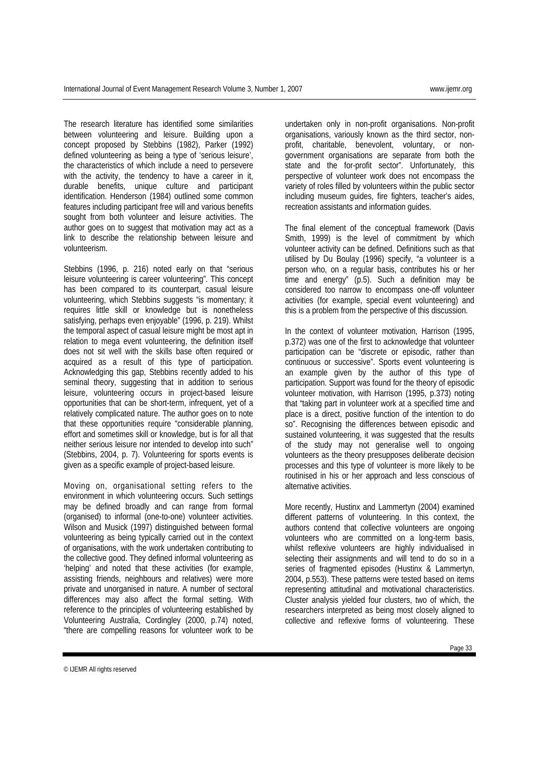The research literature has identified some similarities between volunteering and leisure. Building upon a concept proposed by Stebbins (1982), Parker (1992) defined volunteering as being a type of 'serious leisure', the characteristics of which include a need to persevere with the activity, the tendency to have a career in it, durable benefits, unique culture and participant identification. Henderson (1984) outlined some common features including participant free will and various benefits sought from both volunteer and leisure activities. The author goes on to suggest that motivation may act as a link to describe the relationship between leisure and volunteerism.

Stebbins (1996, p. 216) noted early on that "serious leisure volunteering is career volunteering". This concept has been compared to its counterpart, casual leisure volunteering, which Stebbins suggests "is momentary; it requires little skill or knowledge but is nonetheless satisfying, perhaps even enjoyable" (1996, p. 219). Whilst the temporal aspect of casual leisure might be most apt in relation to mega event volunteering, the definition itself does not sit well with the skills base often required or acquired as a result of this type of participation. Acknowledging this gap, Stebbins recently added to his seminal theory, suggesting that in addition to serious leisure, volunteering occurs in project-based leisure opportunities that can be short-term, infrequent, yet of a relatively complicated nature. The author goes on to note that these opportunities require "considerable planning, effort and sometimes skill or knowledge, but is for all that neither serious leisure nor intended to develop into such" (Stebbins, 2004, p. 7). Volunteering for sports events is given as a specific example of project-based leisure.

Moving on, organisational setting refers to the environment in which volunteering occurs. Such settings may be defined broadly and can range from formal (organised) to informal (one-to-one) volunteer activities. Wilson and Musick (1997) distinguished between formal volunteering as being typically carried out in the context of organisations, with the work undertaken contributing to the collective good. They defined informal volunteering as 'helping' and noted that these activities (for example, assisting friends, neighbours and relatives) were more private and unorganised in nature. A number of sectoral differences may also affect the formal setting. With reference to the principles of volunteering established by Volunteering Australia, Cordingley (2000, p.74) noted, "there are compelling reasons for volunteer work to be undertaken only in non-profit organisations. Non-profit organisations, variously known as the third sector, non-profit, charitable, benevolent, voluntary, or non-government organisations are separate from both the state and the for-profit sector". Unfortunately, this perspective of volunteer work does not encompass the variety of roles filled by volunteers within the public sector including museum guides, fire fighters, teacher's aides, recreation assistants and information guides.

The final element of the conceptual framework (Davis Smith, 1999) is the level of commitment by which volunteer activity can be defined. Definitions such as that utilised by Du Boulay (1996) specify, "a volunteer is a person who, on a regular basis, contributes his or her time and energy" (p.5). Such a definition may be considered too narrow to encompass one-off volunteer activities (for example, special event volunteering) and this is a problem from the perspective of this discussion.

In the context of volunteer motivation, Harrison (1995, p.372) was one of the first to acknowledge that volunteer participation can be "discrete or episodic, rather than continuous or successive". Sports event volunteering is an example given by the author of this type of participation. Support was found for the theory of episodic volunteer motivation, with Harrison (1995, p.373) noting that "taking part in volunteer work at a specified time and place is a direct, positive function of the intention to do so". Recognising the differences between episodic and sustained volunteering, it was suggested that the results of the study may not generalise well to ongoing volunteers as the theory presupposes deliberate decision processes and this type of volunteer is more likely to be routinised in his or her approach and less conscious of alternative activities.

More recently, Hustinx and Lammertyn (2004) examined different patterns of volunteering. In this context, the authors contend that collective volunteers are ongoing volunteers who are committed on a long-term basis, whilst reflexive volunteers are highly individualised in selecting their assignments and will tend to do so in a series of fragmented episodes (Hustinx & Lammertyn, 2004, p.553). These patterns were tested based on items representing attitudinal and motivational characteristics. Cluster analysis yielded four clusters, two of which, the researchers interpreted as being most closely aligned to collective and reflexive forms of volunteering. These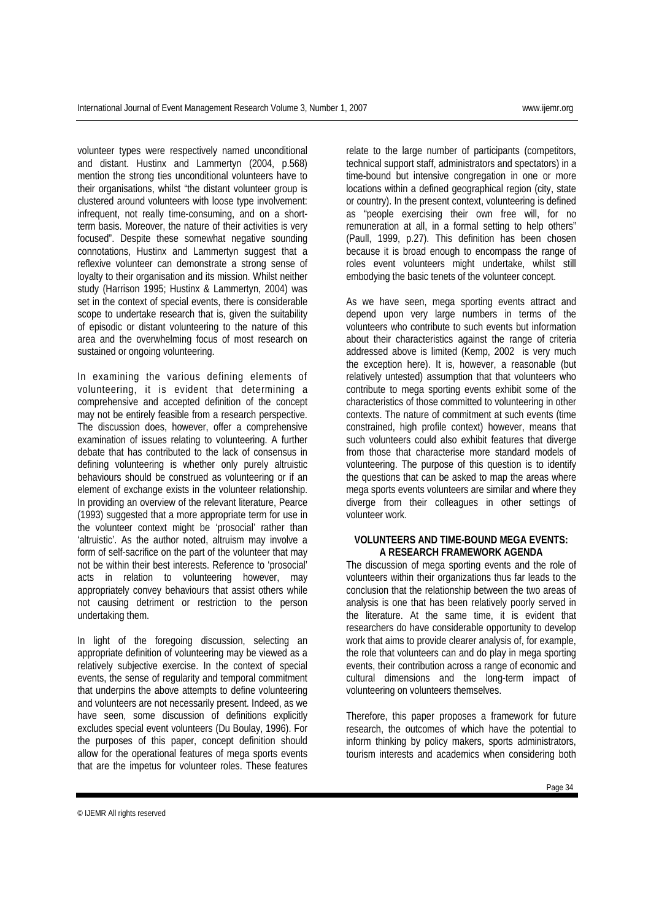volunteer types were respectively named unconditional and distant. Hustinx and Lammertyn (2004, p.568) mention the strong ties unconditional volunteers have to their organisations, whilst "the distant volunteer group is clustered around volunteers with loose type involvement: infrequent, not really time-consuming, and on a short-term basis. Moreover, the nature of their activities is very focused". Despite these somewhat negative sounding connotations, Hustinx and Lammertyn suggest that a reflexive volunteer can demonstrate a strong sense of loyalty to their organisation and its mission. Whilst neither study (Harrison 1995; Hustinx & Lammertyn, 2004) was set in the context of special events, there is considerable scope to undertake research that is, given the suitability of episodic or distant volunteering to the nature of this area and the overwhelming focus of most research on sustained or ongoing volunteering.

In examining the various defining elements of volunteering, it is evident that determining a comprehensive and accepted definition of the concept may not be entirely feasible from a research perspective. The discussion does, however, offer a comprehensive examination of issues relating to volunteering. A further debate that has contributed to the lack of consensus in defining volunteering is whether only purely altruistic behaviours should be construed as volunteering or if an element of exchange exists in the volunteer relationship. In providing an overview of the relevant literature, Pearce (1993) suggested that a more appropriate term for use in the volunteer context might be 'prosocial' rather than 'altruistic'. As the author noted, altruism may involve a form of self-sacrifice on the part of the volunteer that may not be within their best interests. Reference to 'prosocial' acts in relation to volunteering however, may appropriately convey behaviours that assist others while not causing detriment or restriction to the person undertaking them.

In light of the foregoing discussion, selecting an appropriate definition of volunteering may be viewed as a relatively subjective exercise. In the context of special events, the sense of regularity and temporal commitment that underpins the above attempts to define volunteering and volunteers are not necessarily present. Indeed, as we have seen, some discussion of definitions explicitly excludes special event volunteers (Du Boulay, 1996). For the purposes of this paper, concept definition should allow for the operational features of mega sports events that are the impetus for volunteer roles. These features relate to the large number of participants (competitors, technical support staff, administrators and spectators) in a time-bound but intensive congregation in one or more locations within a defined geographical region (city, state or country). In the present context, volunteering is defined as "people exercising their own free will, for no remuneration at all, in a formal setting to help others" (Paull, 1999, p.27). This definition has been chosen because it is broad enough to encompass the range of roles event volunteers might undertake, whilst still embodying the basic tenets of the volunteer concept.

As we have seen, mega sporting events attract and depend upon very large numbers in terms of the volunteers who contribute to such events but information about their characteristics against the range of criteria addressed above is limited (Kemp, 2002 is very much the exception here). It is, however, a reasonable (but relatively untested) assumption that that volunteers who contribute to mega sporting events exhibit some of the characteristics of those committed to volunteering in other contexts. The nature of commitment at such events (time constrained, high profile context) however, means that such volunteers could also exhibit features that diverge from those that characterise more standard models of volunteering. The purpose of this question is to identify the questions that can be asked to map the areas where mega sports events volunteers are similar and where they diverge from their colleagues in other settings of volunteer work.

## VOLUNTEERS AND TIME-BOUND MEGA EVENTS: A RESEARCH FRAMEWORK AGENDA

The discussion of mega sporting events and the role of volunteers within their organizations thus far leads to the conclusion that the relationship between the two areas of analysis is one that has been relatively poorly served in the literature. At the same time, it is evident that researchers do have considerable opportunity to develop work that aims to provide clearer analysis of, for example, the role that volunteers can and do play in mega sporting events, their contribution across a range of economic and cultural dimensions and the long-term impact of volunteering on volunteers themselves.

Therefore, this paper proposes a framework for future research, the outcomes of which have the potential to inform thinking by policy makers, sports administrators, tourism interests and academics when considering both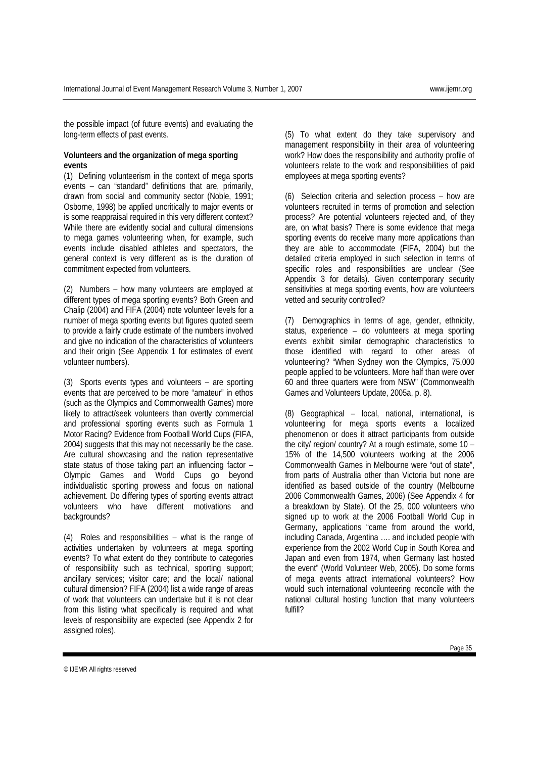the possible impact (of future events) and evaluating the long-term effects of past events.

**Volunteers and the organization of mega sporting events**

(1) Defining volunteerism in the context of mega sports events – can "standard" definitions that are, primarily, drawn from social and community sector (Noble, 1991; Osborne, 1998) be applied uncritically to major events or is some reappraisal required in this very different context? While there are evidently social and cultural dimensions to mega games volunteering when, for example, such events include disabled athletes and spectators, the general context is very different as is the duration of commitment expected from volunteers.

(2) Numbers – how many volunteers are employed at different types of mega sporting events? Both Green and Chalip (2004) and FIFA (2004) note volunteer levels for a number of mega sporting events but figures quoted seem to provide a fairly crude estimate of the numbers involved and give no indication of the characteristics of volunteers and their origin (See Appendix 1 for estimates of event volunteer numbers).

(3) Sports events types and volunteers – are sporting events that are perceived to be more "amateur" in ethos (such as the Olympics and Commonwealth Games) more likely to attract/seek volunteers than overtly commercial and professional sporting events such as Formula 1 Motor Racing? Evidence from Football World Cups (FIFA, 2004) suggests that this may not necessarily be the case. Are cultural showcasing and the nation representative state status of those taking part an influencing factor – Olympic Games and World Cups go beyond individualistic sporting prowess and focus on national achievement. Do differing types of sporting events attract volunteers who have different motivations and backgrounds?

(4) Roles and responsibilities – what is the range of activities undertaken by volunteers at mega sporting events? To what extent do they contribute to categories of responsibility such as technical, sporting support; ancillary services; visitor care; and the local/ national cultural dimension? FIFA (2004) list a wide range of areas of work that volunteers can undertake but it is not clear from this listing what specifically is required and what levels of responsibility are expected (see Appendix 2 for assigned roles).

(5) To what extent do they take supervisory and management responsibility in their area of volunteering work? How does the responsibility and authority profile of volunteers relate to the work and responsibilities of paid employees at mega sporting events?

(6) Selection criteria and selection process – how are volunteers recruited in terms of promotion and selection process? Are potential volunteers rejected and, of they are, on what basis? There is some evidence that mega sporting events do receive many more applications than they are able to accommodate (FIFA, 2004) but the detailed criteria employed in such selection in terms of specific roles and responsibilities are unclear (See Appendix 3 for details). Given contemporary security sensitivities at mega sporting events, how are volunteers vetted and security controlled?

(7) Demographics in terms of age, gender, ethnicity, status, experience – do volunteers at mega sporting events exhibit similar demographic characteristics to those identified with regard to other areas of volunteering? "When Sydney won the Olympics, 75,000 people applied to be volunteers. More half than were over 60 and three quarters were from NSW" (Commonwealth Games and Volunteers Update, 2005a, p. 8).

(8) Geographical – local, national, international, is volunteering for mega sports events a localized phenomenon or does it attract participants from outside the city/ region/ country? At a rough estimate, some 10 – 15% of the 14,500 volunteers working at the 2006 Commonwealth Games in Melbourne were "out of state", from parts of Australia other than Victoria but none are identified as based outside of the country (Melbourne 2006 Commonwealth Games, 2006) (See Appendix 4 for a breakdown by State). Of the 25, 000 volunteers who signed up to work at the 2006 Football World Cup in Germany, applications "came from around the world, including Canada, Argentina …. and included people with experience from the 2002 World Cup in South Korea and Japan and even from 1974, when Germany last hosted the event" (World Volunteer Web, 2005). Do some forms of mega events attract international volunteers? How would such international volunteering reconcile with the national cultural hosting function that many volunteers fulfill?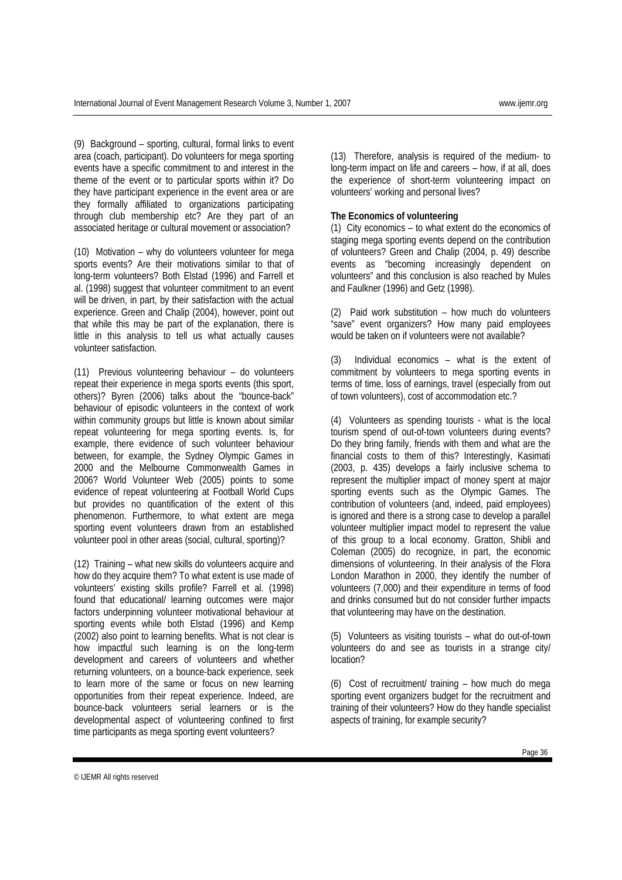(9) Background – sporting, cultural, formal links to event area (coach, participant). Do volunteers for mega sporting events have a specific commitment to and interest in the theme of the event or to particular sports within it? Do they have participant experience in the event area or are they formally affiliated to organizations participating through club membership etc? Are they part of an associated heritage or cultural movement or association?

(10) Motivation – why do volunteers volunteer for mega sports events? Are their motivations similar to that of long-term volunteers? Both Elstad (1996) and Farrell et al. (1998) suggest that volunteer commitment to an event will be driven, in part, by their satisfaction with the actual experience. Green and Chalip (2004), however, point out that while this may be part of the explanation, there is little in this analysis to tell us what actually causes volunteer satisfaction.

(11) Previous volunteering behaviour – do volunteers repeat their experience in mega sports events (this sport, others)? Byren (2006) talks about the "bounce-back" behaviour of episodic volunteers in the context of work within community groups but little is known about similar repeat volunteering for mega sporting events. Is, for example, there evidence of such volunteer behaviour between, for example, the Sydney Olympic Games in 2000 and the Melbourne Commonwealth Games in 2006? World Volunteer Web (2005) points to some evidence of repeat volunteering at Football World Cups but provides no quantification of the extent of this phenomenon. Furthermore, to what extent are mega sporting event volunteers drawn from an established volunteer pool in other areas (social, cultural, sporting)?

(12) Training – what new skills do volunteers acquire and how do they acquire them? To what extent is use made of volunteers' existing skills profile? Farrell et al. (1998) found that educational/ learning outcomes were major factors underpinning volunteer motivational behaviour at sporting events while both Elstad (1996) and Kemp (2002) also point to learning benefits. What is not clear is how impactful such learning is on the long-term development and careers of volunteers and whether returning volunteers, on a bounce-back experience, seek to learn more of the same or focus on new learning opportunities from their repeat experience. Indeed, are bounce-back volunteers serial learners or is the developmental aspect of volunteering confined to first time participants as mega sporting event volunteers?

(13) Therefore, analysis is required of the medium- to long-term impact on life and careers – how, if at all, does the experience of short-term volunteering impact on volunteers' working and personal lives?

**The Economics of volunteering**

(1) City economics – to what extent do the economics of staging mega sporting events depend on the contribution of volunteers? Green and Chalip (2004, p. 49) describe events as "becoming increasingly dependent on volunteers" and this conclusion is also reached by Mules and Faulkner (1996) and Getz (1998).

(2) Paid work substitution – how much do volunteers "save" event organizers? How many paid employees would be taken on if volunteers were not available?

(3) Individual economics – what is the extent of commitment by volunteers to mega sporting events in terms of time, loss of earnings, travel (especially from out of town volunteers), cost of accommodation etc.?

(4) Volunteers as spending tourists - what is the local tourism spend of out-of-town volunteers during events? Do they bring family, friends with them and what are the financial costs to them of this? Interestingly, Kasimati (2003, p. 435) develops a fairly inclusive schema to represent the multiplier impact of money spent at major sporting events such as the Olympic Games. The contribution of volunteers (and, indeed, paid employees) is ignored and there is a strong case to develop a parallel volunteer multiplier impact model to represent the value of this group to a local economy. Gratton, Shibli and Coleman (2005) do recognize, in part, the economic dimensions of volunteering. In their analysis of the Flora London Marathon in 2000, they identify the number of volunteers (7,000) and their expenditure in terms of food and drinks consumed but do not consider further impacts that volunteering may have on the destination.

(5) Volunteers as visiting tourists – what do out-of-town volunteers do and see as tourists in a strange city/ location?

(6) Cost of recruitment/ training – how much do mega sporting event organizers budget for the recruitment and training of their volunteers? How do they handle specialist aspects of training, for example security?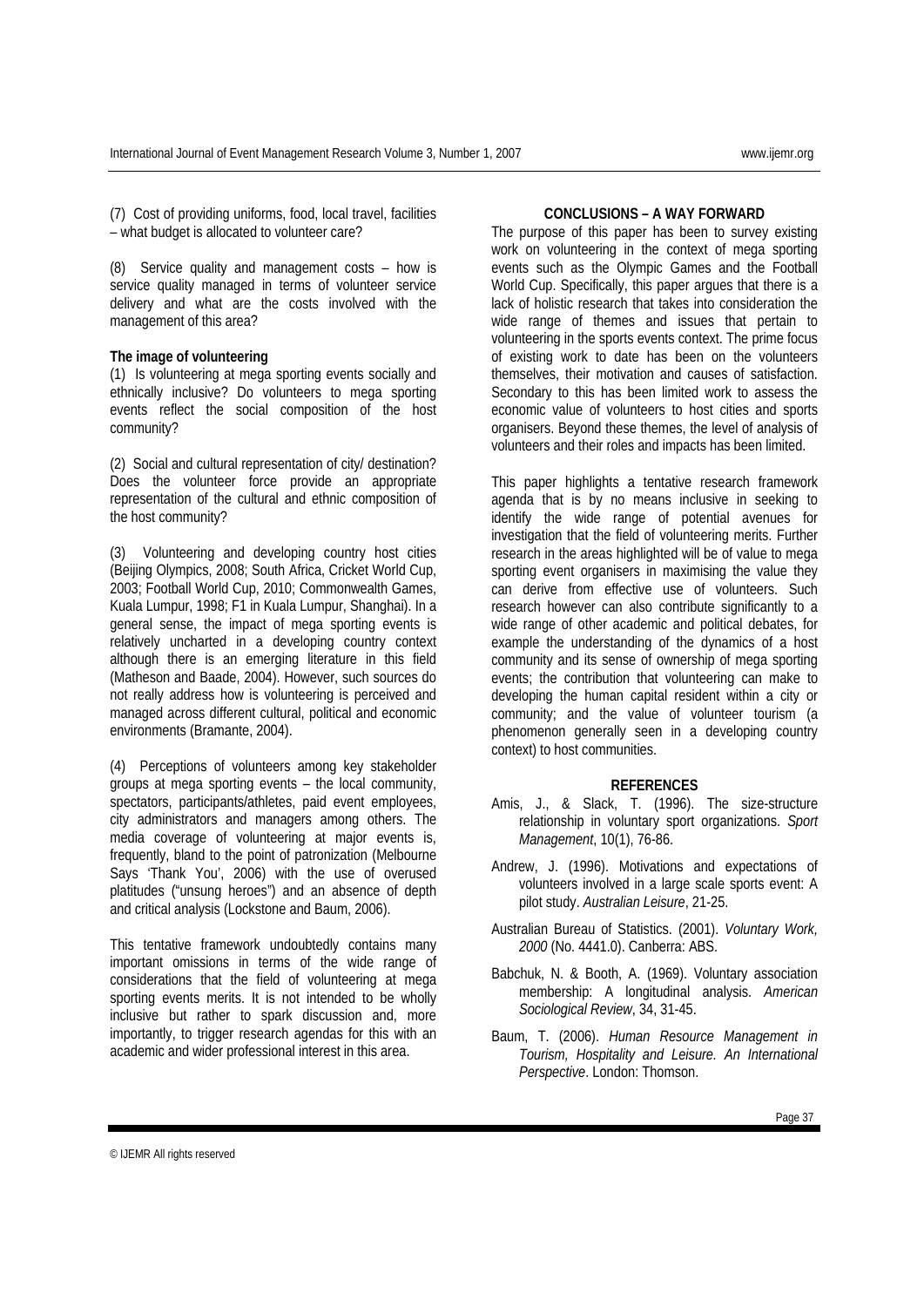(7) Cost of providing uniforms, food, local travel, facilities – what budget is allocated to volunteer care?

(8) Service quality and management costs – how is service quality managed in terms of volunteer service delivery and what are the costs involved with the management of this area?

**The image of volunteering**

(1) Is volunteering at mega sporting events socially and ethnically inclusive? Do volunteers to mega sporting events reflect the social composition of the host community?

(2) Social and cultural representation of city/ destination? Does the volunteer force provide an appropriate representation of the cultural and ethnic composition of the host community?

(3) Volunteering and developing country host cities (Beijing Olympics, 2008; South Africa, Cricket World Cup, 2003; Football World Cup, 2010; Commonwealth Games, Kuala Lumpur, 1998; F1 in Kuala Lumpur, Shanghai). In a general sense, the impact of mega sporting events is relatively uncharted in a developing country context although there is an emerging literature in this field (Matheson and Baade, 2004). However, such sources do not really address how is volunteering is perceived and managed across different cultural, political and economic environments (Bramante, 2004).

(4) Perceptions of volunteers among key stakeholder groups at mega sporting events – the local community, spectators, participants/athletes, paid event employees, city administrators and managers among others. The media coverage of volunteering at major events is, frequently, bland to the point of patronization (Melbourne Says 'Thank You', 2006) with the use of overused platitudes ("unsung heroes") and an absence of depth and critical analysis (Lockstone and Baum, 2006).

This tentative framework undoubtedly contains many important omissions in terms of the wide range of considerations that the field of volunteering at mega sporting events merits. It is not intended to be wholly inclusive but rather to spark discussion and, more importantly, to trigger research agendas for this with an academic and wider professional interest in this area.

## CONCLUSIONS – A WAY FORWARD

The purpose of this paper has been to survey existing work on volunteering in the context of mega sporting events such as the Olympic Games and the Football World Cup. Specifically, this paper argues that there is a lack of holistic research that takes into consideration the wide range of themes and issues that pertain to volunteering in the sports events context. The prime focus of existing work to date has been on the volunteers themselves, their motivation and causes of satisfaction. Secondary to this has been limited work to assess the economic value of volunteers to host cities and sports organisers. Beyond these themes, the level of analysis of volunteers and their roles and impacts has been limited.

This paper highlights a tentative research framework agenda that is by no means inclusive in seeking to identify the wide range of potential avenues for investigation that the field of volunteering merits. Further research in the areas highlighted will be of value to mega sporting event organisers in maximising the value they can derive from effective use of volunteers. Such research however can also contribute significantly to a wide range of other academic and political debates, for example the understanding of the dynamics of a host community and its sense of ownership of mega sporting events; the contribution that volunteering can make to developing the human capital resident within a city or community; and the value of volunteer tourism (a phenomenon generally seen in a developing country context) to host communities.

## REFERENCES

Amis, J., & Slack, T. (1996). The size-structure relationship in voluntary sport organizations. *Sport Management*, 10(1), 76-86.

Andrew, J. (1996). Motivations and expectations of volunteers involved in a large scale sports event: A pilot study. *Australian Leisure*, 21-25.

Australian Bureau of Statistics. (2001). *Voluntary Work, 2000* (No. 4441.0). Canberra: ABS.

Babchuk, N. & Booth, A. (1969). Voluntary association membership: A longitudinal analysis. *American Sociological Review*, 34, 31-45.

Baum, T. (2006). *Human Resource Management in Tourism, Hospitality and Leisure. An International Perspective*. London: Thomson.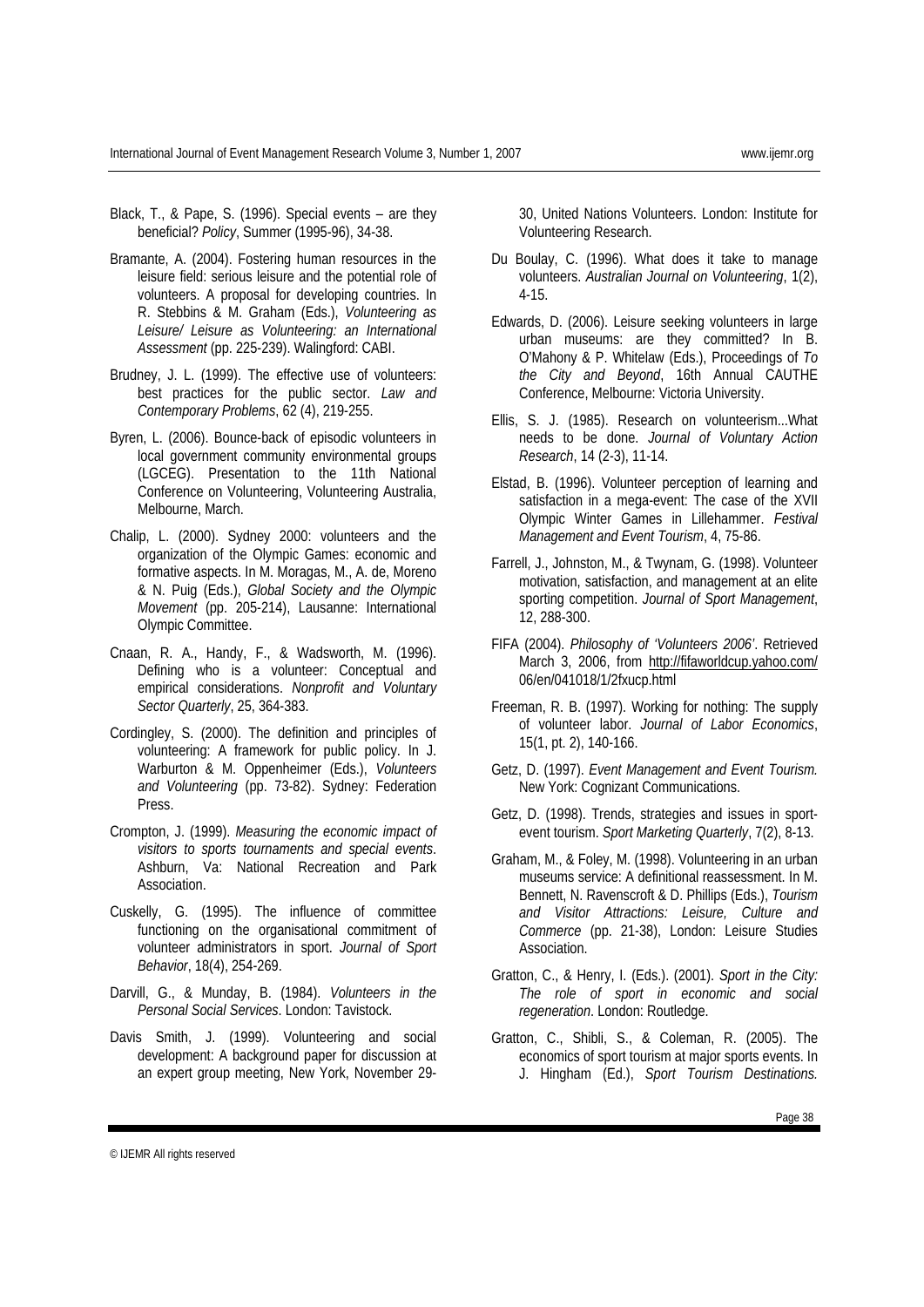Black, T., & Pape, S. (1996). Special events – are they beneficial? *Policy*, Summer (1995-96), 34-38.

Bramante, A. (2004). Fostering human resources in the leisure field: serious leisure and the potential role of volunteers. A proposal for developing countries. In R. Stebbins & M. Graham (Eds.), *Volunteering as Leisure/ Leisure as Volunteering: an International Assessment* (pp. 225-239). Walingford: CABI.

Brudney, J. L. (1999). The effective use of volunteers: best practices for the public sector. *Law and Contemporary Problems*, 62 (4), 219-255.

Byren, L. (2006). Bounce-back of episodic volunteers in local government community environmental groups (LGCEG). Presentation to the 11th National Conference on Volunteering, Volunteering Australia, Melbourne, March.

Chalip, L. (2000). Sydney 2000: volunteers and the organization of the Olympic Games: economic and formative aspects. In M. Moragas, M., A. de, Moreno & N. Puig (Eds.), *Global Society and the Olympic Movement* (pp. 205-214), Lausanne: International Olympic Committee.

Cnaan, R. A., Handy, F., & Wadsworth, M. (1996). Defining who is a volunteer: Conceptual and empirical considerations. *Nonprofit and Voluntary Sector Quarterly*, 25, 364-383.

Cordingley, S. (2000). The definition and principles of volunteering: A framework for public policy. In J. Warburton & M. Oppenheimer (Eds.), *Volunteers and Volunteering* (pp. 73-82). Sydney: Federation Press.

Crompton, J. (1999). *Measuring the economic impact of visitors to sports tournaments and special events*. Ashburn, Va: National Recreation and Park Association.

Cuskelly, G. (1995). The influence of committee functioning on the organisational commitment of volunteer administrators in sport. *Journal of Sport Behavior*, 18(4), 254-269.

Darvill, G., & Munday, B. (1984). *Volunteers in the Personal Social Services*. London: Tavistock.

Davis Smith, J. (1999). Volunteering and social development: A background paper for discussion at an expert group meeting, New York, November 29-30, United Nations Volunteers. London: Institute for Volunteering Research.

Du Boulay, C. (1996). What does it take to manage volunteers. *Australian Journal on Volunteering*, 1(2), 4-15.

Edwards, D. (2006). Leisure seeking volunteers in large urban museums: are they committed? In B. O'Mahony & P. Whitelaw (Eds.), Proceedings of *To the City and Beyond*, 16th Annual CAUTHE Conference, Melbourne: Victoria University.

Ellis, S. J. (1985). Research on volunteerism...What needs to be done. *Journal of Voluntary Action Research*, 14 (2-3), 11-14.

Elstad, B. (1996). Volunteer perception of learning and satisfaction in a mega-event: The case of the XVII Olympic Winter Games in Lillehammer. *Festival Management and Event Tourism*, 4, 75-86.

Farrell, J., Johnston, M., & Twynam, G. (1998). Volunteer motivation, satisfaction, and management at an elite sporting competition. *Journal of Sport Management*, 12, 288-300.

FIFA (2004). *Philosophy of 'Volunteers 2006'*. Retrieved March 3, 2006, from http://fifaworldcup.yahoo.com/06/en/041018/1/2fxucp.html

Freeman, R. B. (1997). Working for nothing: The supply of volunteer labor. *Journal of Labor Economics*, 15(1, pt. 2), 140-166.

Getz, D. (1997). *Event Management and Event Tourism.* New York: Cognizant Communications.

Getz, D. (1998). Trends, strategies and issues in sport-event tourism. *Sport Marketing Quarterly*, 7(2), 8-13.

Graham, M., & Foley, M. (1998). Volunteering in an urban museums service: A definitional reassessment. In M. Bennett, N. Ravenscroft & D. Phillips (Eds.), *Tourism and Visitor Attractions: Leisure, Culture and Commerce* (pp. 21-38), London: Leisure Studies Association.

Gratton, C., & Henry, I. (Eds.). (2001). *Sport in the City: The role of sport in economic and social regeneration*. London: Routledge.

Gratton, C., Shibli, S., & Coleman, R. (2005). The economics of sport tourism at major sports events. In J. Hingham (Ed.), *Sport Tourism Destinations.*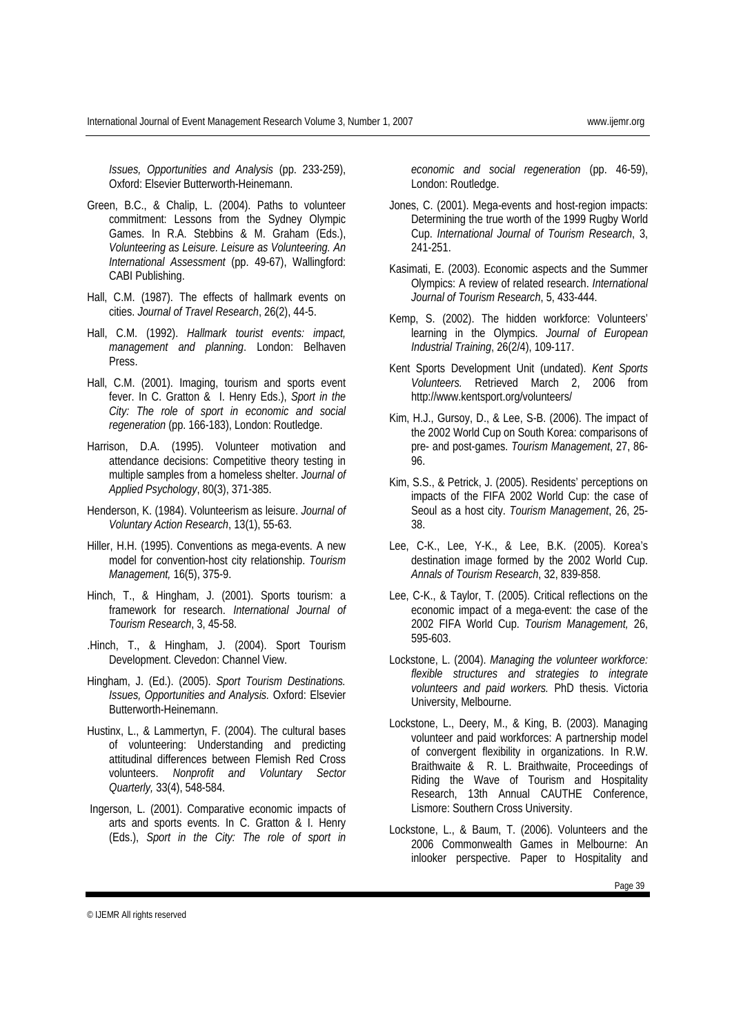*Issues, Opportunities and Analysis* (pp. 233-259), Oxford: Elsevier Butterworth-Heinemann.

Green, B.C., & Chalip, L. (2004). Paths to volunteer commitment: Lessons from the Sydney Olympic Games. In R.A. Stebbins & M. Graham (Eds.), *Volunteering as Leisure. Leisure as Volunteering. An International Assessment* (pp. 49-67), Wallingford: CABI Publishing.

Hall, C.M. (1987). The effects of hallmark events on cities. *Journal of Travel Research*, 26(2), 44-5.

Hall, C.M. (1992). *Hallmark tourist events: impact, management and planning*. London: Belhaven Press.

Hall, C.M. (2001). Imaging, tourism and sports event fever. In C. Gratton & I. Henry Eds.), *Sport in the City: The role of sport in economic and social regeneration* (pp. 166-183), London: Routledge.

Harrison, D.A. (1995). Volunteer motivation and attendance decisions: Competitive theory testing in multiple samples from a homeless shelter. *Journal of Applied Psychology*, 80(3), 371-385.

Henderson, K. (1984). Volunteerism as leisure. *Journal of Voluntary Action Research*, 13(1), 55-63.

Hiller, H.H. (1995). Conventions as mega-events. A new model for convention-host city relationship. *Tourism Management,* 16(5), 375-9.

Hinch, T., & Hingham, J. (2001). Sports tourism: a framework for research. *International Journal of Tourism Research*, 3, 45-58.

.Hinch, T., & Hingham, J. (2004). Sport Tourism Development. Clevedon: Channel View.

Hingham, J. (Ed.). (2005). *Sport Tourism Destinations. Issues, Opportunities and Analysis.* Oxford: Elsevier Butterworth-Heinemann.

Hustinx, L., & Lammertyn, F. (2004). The cultural bases of volunteering: Understanding and predicting attitudinal differences between Flemish Red Cross volunteers. *Nonprofit and Voluntary Sector Quarterly,* 33(4), 548-584.

Ingerson, L. (2001). Comparative economic impacts of arts and sports events. In C. Gratton & I. Henry (Eds.), *Sport in the City: The role of sport in economic and social regeneration* (pp. 46-59), London: Routledge.

Jones, C. (2001). Mega-events and host-region impacts: Determining the true worth of the 1999 Rugby World Cup. *International Journal of Tourism Research*, 3, 241-251.

Kasimati, E. (2003). Economic aspects and the Summer Olympics: A review of related research. *International Journal of Tourism Research*, 5, 433-444.

Kemp, S. (2002). The hidden workforce: Volunteers' learning in the Olympics. *Journal of European Industrial Training*, 26(2/4), 109-117.

Kent Sports Development Unit (undated). *Kent Sports Volunteers.* Retrieved March 2, 2006 from http://www.kentsport.org/volunteers/

Kim, H.J., Gursoy, D., & Lee, S-B. (2006). The impact of the 2002 World Cup on South Korea: comparisons of pre- and post-games. *Tourism Management*, 27, 86-96.

Kim, S.S., & Petrick, J. (2005). Residents' perceptions on impacts of the FIFA 2002 World Cup: the case of Seoul as a host city. *Tourism Management*, 26, 25-38.

Lee, C-K., Lee, Y-K., & Lee, B.K. (2005). Korea's destination image formed by the 2002 World Cup. *Annals of Tourism Research*, 32, 839-858.

Lee, C-K., & Taylor, T. (2005). Critical reflections on the economic impact of a mega-event: the case of the 2002 FIFA World Cup. *Tourism Management,* 26, 595-603.

Lockstone, L. (2004). *Managing the volunteer workforce: flexible structures and strategies to integrate volunteers and paid workers.* PhD thesis. Victoria University, Melbourne.

Lockstone, L., Deery, M., & King, B. (2003). Managing volunteer and paid workforces: A partnership model of convergent flexibility in organizations. In R.W. Braithwaite & R. L. Braithwaite, Proceedings of Riding the Wave of Tourism and Hospitality Research, 13th Annual CAUTHE Conference, Lismore: Southern Cross University.

Lockstone, L., & Baum, T. (2006). Volunteers and the 2006 Commonwealth Games in Melbourne: An inlooker perspective. Paper to Hospitality and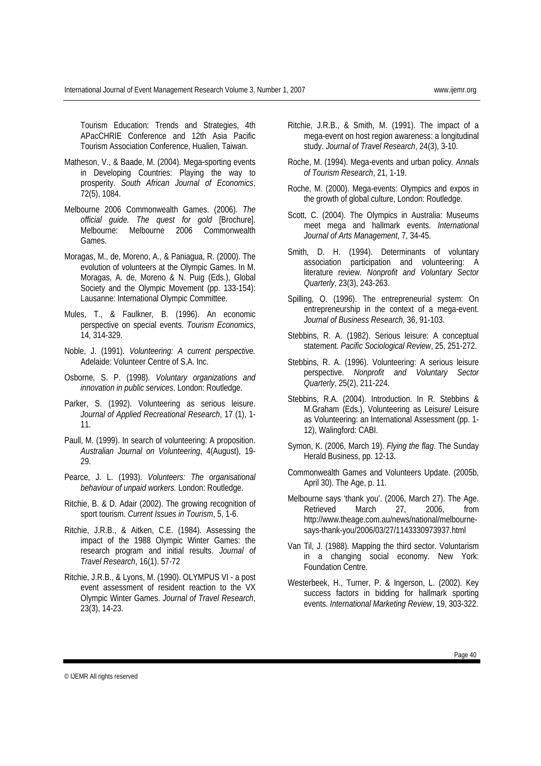Tourism Education: Trends and Strategies, 4th APacCHRIE Conference and 12th Asia Pacific Tourism Association Conference, Hualien, Taiwan.

Matheson, V., & Baade, M. (2004). Mega-sporting events in Developing Countries: Playing the way to prosperity. *South African Journal of Economics*, 72(5), 1084.

Melbourne 2006 Commonwealth Games. (2006). *The official guide. The quest for gold* [Brochure]. Melbourne: Melbourne 2006 Commonwealth Games.

Moragas, M., de, Moreno, A., & Paniagua, R. (2000). The evolution of volunteers at the Olympic Games. In M. Moragas, A. de, Moreno & N. Puig (Eds.), Global Society and the Olympic Movement (pp. 133-154): Lausanne: International Olympic Committee.

Mules, T., & Faulkner, B. (1996). An economic perspective on special events. *Tourism Economics*, 14, 314-329.

Noble, J. (1991). *Volunteering: A current perspective.* Adelaide: Volunteer Centre of S.A. Inc.

Osborne, S. P. (1998). *Voluntary organizations and innovation in public services*. London: Routledge.

Parker, S. (1992). Volunteering as serious leisure. *Journal of Applied Recreational Research*, 17 (1), 1-11.

Paull, M. (1999). In search of volunteering: A proposition. *Australian Journal on Volunteering*, 4(August), 19-29.

Pearce, J. L. (1993). *Volunteers: The organisational behaviour of unpaid workers.* London: Routledge.

Ritchie, B. & D. Adair (2002). The growing recognition of sport tourism. *Current Issues in Tourism*, 5, 1-6.

Ritchie, J.R.B., & Aitken, C.E. (1984). Assessing the impact of the 1988 Olympic Winter Games: the research program and initial results. *Journal of Travel Research*, 16(1). 57-72

Ritchie, J.R.B., & Lyons, M. (1990). OLYMPUS VI - a post event assessment of resident reaction to the VX Olympic Winter Games. *Journal of Travel Research*, 23(3), 14-23.

Ritchie, J.R.B., & Smith, M. (1991). The impact of a mega-event on host region awareness: a longitudinal study. *Journal of Travel Research*, 24(3), 3-10.

Roche, M. (1994). Mega-events and urban policy. *Annals of Tourism Research*, 21, 1-19.

Roche, M. (2000). Mega-events: Olympics and expos in the growth of global culture, London: Routledge.

Scott, C. (2004). The Olympics in Australia: Museums meet mega and hallmark events. *International Journal of Arts Management*, 7, 34-45.

Smith, D. H. (1994). Determinants of voluntary association participation and volunteering: A literature review. *Nonprofit and Voluntary Sector Quarterly*, 23(3), 243-263.

Spilling, O. (1996). The entrepreneurial system: On entrepreneurship in the context of a mega-event. *Journal of Business Research,* 36, 91-103.

Stebbins, R. A. (1982). Serious leisure: A conceptual statement. *Pacific Sociological Review*, 25, 251-272.

Stebbins, R. A. (1996). Volunteering: A serious leisure perspective. *Nonprofit and Voluntary Sector Quarterly*, 25(2), 211-224.

Stebbins, R.A. (2004). Introduction. In R. Stebbins & M.Graham (Eds.), Volunteering as Leisure/ Leisure as Volunteering: an International Assessment (pp. 1-12), Walingford: CABI.

Symon, K. (2006, March 19). *Flying the flag*. The Sunday Herald Business, pp. 12-13.

Commonwealth Games and Volunteers Update. (2005b, April 30). The Age, p. 11.

Melbourne says 'thank you'. (2006, March 27). The Age. Retrieved March 27, 2006, from http://www.theage.com.au/news/national/melbourne-says-thank-you/2006/03/27/1143330973937.html

Van Til, J. (1988). Mapping the third sector. Voluntarism in a changing social economy. New York: Foundation Centre.

Westerbeek, H., Turner, P. & Ingerson, L. (2002). Key success factors in bidding for hallmark sporting events. *International Marketing Review*, 19, 303-322.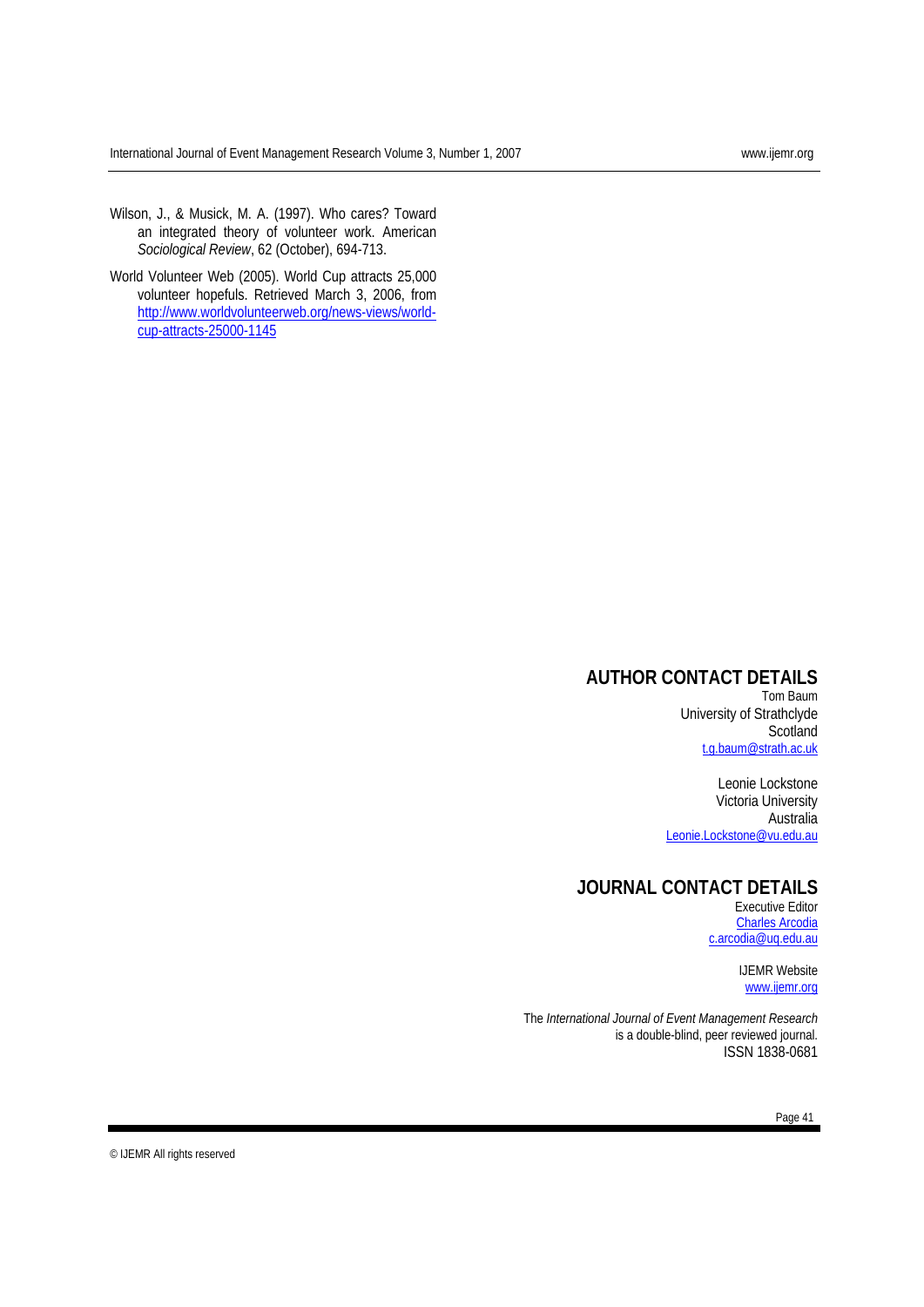Wilson, J., & Musick, M. A. (1997). Who cares? Toward an integrated theory of volunteer work. American *Sociological Review*, 62 (October), 694-713.

World Volunteer Web (2005). World Cup attracts 25,000 volunteer hopefuls. Retrieved March 3, 2006, from http://www.worldvolunteerweb.org/news-views/world-cup-attracts-25000-1145

## AUTHOR CONTACT DETAILS

Tom Baum
University of Strathclyde
Scotland
t.g.baum@strath.ac.uk

Leonie Lockstone
Victoria University
Australia
Leonie.Lockstone@vu.edu.au

## JOURNAL CONTACT DETAILS

Executive Editor
Charles Arcodia
c.arcodia@uq.edu.au

IJEMR Website
www.ijemr.org

The *International Journal of Event Management Research* is a double-blind, peer reviewed journal.
ISSN 1838-0681

© IJEMR All rights reserved